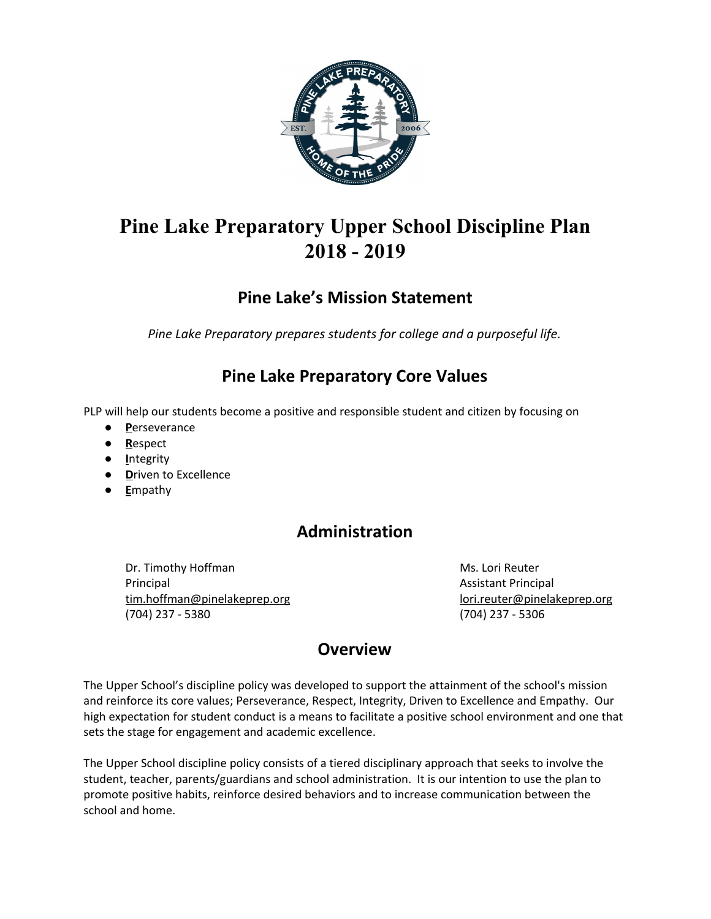# Pine Lake Preparatory Upper School Discipline Plan 2018 - 2019

## Pine Lake's Mission Statement

*Pine Lake Preparatory prepares students for college and a purposeful life.*

## Pine Lake Preparatory Core Values

PLP will help our students become a positive and responsible student and citizen by focusing on

- **P**erseverance
- **R**espect
- **I**ntegrity
- **D**riven to Excellence
- **E**mpathy

## Administration

Dr. Timothy Hoffman
Principal
tim.hoffman@pinelakeprep.org
(704) 237 - 5380

Ms. Lori Reuter
Assistant Principal
lori.reuter@pinelakeprep.org
(704) 237 - 5306

## Overview

The Upper School's discipline policy was developed to support the attainment of the school's mission and reinforce its core values; Perseverance, Respect, Integrity, Driven to Excellence and Empathy. Our high expectation for student conduct is a means to facilitate a positive school environment and one that sets the stage for engagement and academic excellence.

The Upper School discipline policy consists of a tiered disciplinary approach that seeks to involve the student, teacher, parents/guardians and school administration. It is our intention to use the plan to promote positive habits, reinforce desired behaviors and to increase communication between the school and home.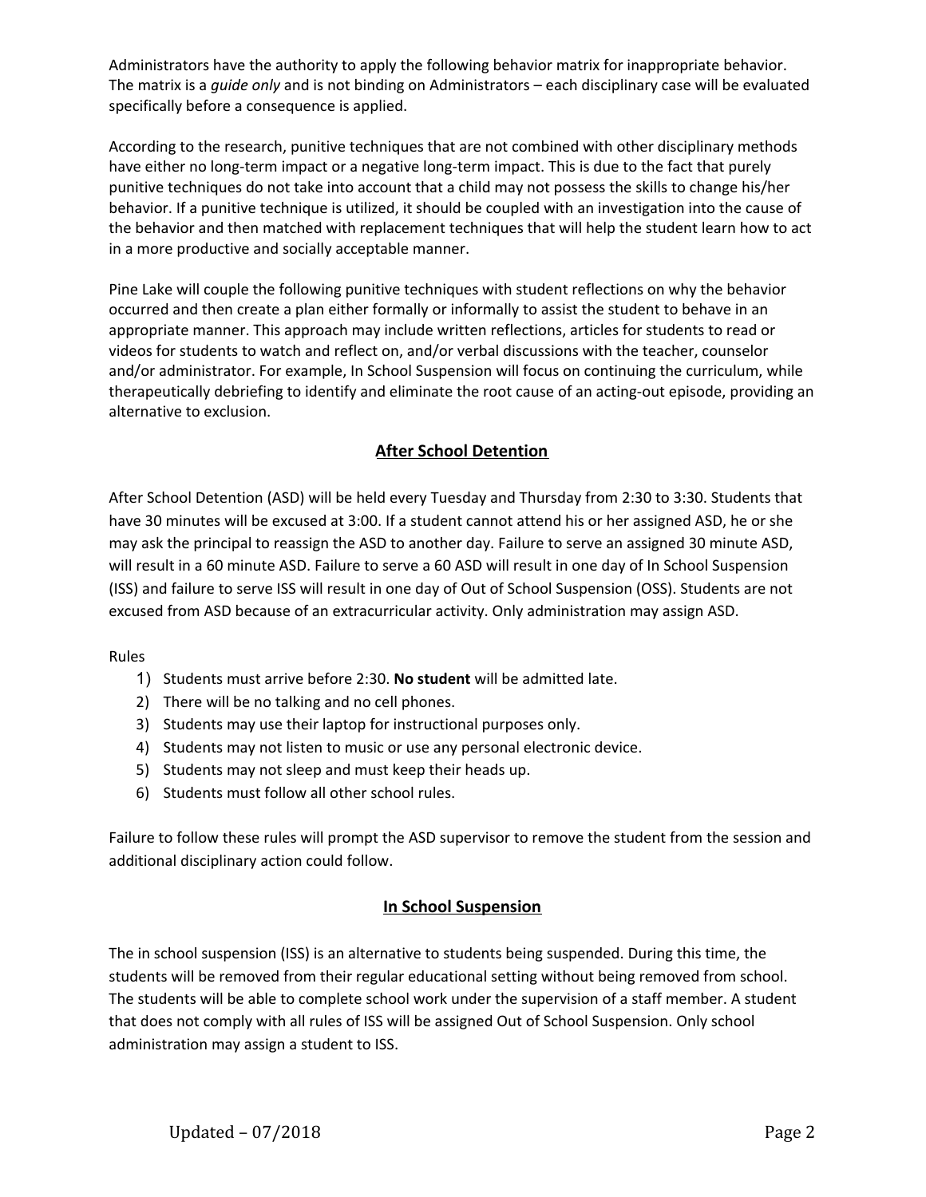Administrators have the authority to apply the following behavior matrix for inappropriate behavior. The matrix is a *guide only* and is not binding on Administrators – each disciplinary case will be evaluated specifically before a consequence is applied.

According to the research, punitive techniques that are not combined with other disciplinary methods have either no long-term impact or a negative long-term impact. This is due to the fact that purely punitive techniques do not take into account that a child may not possess the skills to change his/her behavior. If a punitive technique is utilized, it should be coupled with an investigation into the cause of the behavior and then matched with replacement techniques that will help the student learn how to act in a more productive and socially acceptable manner.

Pine Lake will couple the following punitive techniques with student reflections on why the behavior occurred and then create a plan either formally or informally to assist the student to behave in an appropriate manner. This approach may include written reflections, articles for students to read or videos for students to watch and reflect on, and/or verbal discussions with the teacher, counselor and/or administrator. For example, In School Suspension will focus on continuing the curriculum, while therapeutically debriefing to identify and eliminate the root cause of an acting-out episode, providing an alternative to exclusion.

## After School Detention

After School Detention (ASD) will be held every Tuesday and Thursday from 2:30 to 3:30. Students that have 30 minutes will be excused at 3:00. If a student cannot attend his or her assigned ASD, he or she may ask the principal to reassign the ASD to another day. Failure to serve an assigned 30 minute ASD, will result in a 60 minute ASD. Failure to serve a 60 ASD will result in one day of In School Suspension (ISS) and failure to serve ISS will result in one day of Out of School Suspension (OSS). Students are not excused from ASD because of an extracurricular activity. Only administration may assign ASD.

Rules

1) Students must arrive before 2:30. **No student** will be admitted late.
2) There will be no talking and no cell phones.
3) Students may use their laptop for instructional purposes only.
4) Students may not listen to music or use any personal electronic device.
5) Students may not sleep and must keep their heads up.
6) Students must follow all other school rules.

Failure to follow these rules will prompt the ASD supervisor to remove the student from the session and additional disciplinary action could follow.

## In School Suspension

The in school suspension (ISS) is an alternative to students being suspended. During this time, the students will be removed from their regular educational setting without being removed from school. The students will be able to complete school work under the supervision of a staff member. A student that does not comply with all rules of ISS will be assigned Out of School Suspension. Only school administration may assign a student to ISS.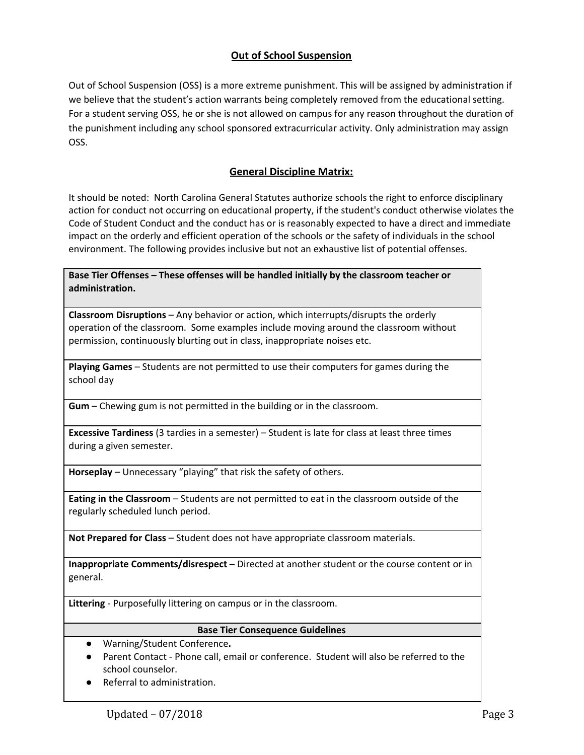## Out of School Suspension

Out of School Suspension (OSS) is a more extreme punishment. This will be assigned by administration if we believe that the student's action warrants being completely removed from the educational setting. For a student serving OSS, he or she is not allowed on campus for any reason throughout the duration of the punishment including any school sponsored extracurricular activity. Only administration may assign OSS.

## General Discipline Matrix:

It should be noted: North Carolina General Statutes authorize schools the right to enforce disciplinary action for conduct not occurring on educational property, if the student's conduct otherwise violates the Code of Student Conduct and the conduct has or is reasonably expected to have a direct and immediate impact on the orderly and efficient operation of the schools or the safety of individuals in the school environment. The following provides inclusive but not an exhaustive list of potential offenses.

| **Base Tier Offenses – These offenses will be handled initially by the classroom teacher or administration.** |
|---|
| **Classroom Disruptions** – Any behavior or action, which interrupts/disrupts the orderly operation of the classroom. Some examples include moving around the classroom without permission, continuously blurting out in class, inappropriate noises etc. |
| **Playing Games** – Students are not permitted to use their computers for games during the school day |
| **Gum** – Chewing gum is not permitted in the building or in the classroom. |
| **Excessive Tardiness** (3 tardies in a semester) – Student is late for class at least three times during a given semester. |
| **Horseplay** – Unnecessary "playing" that risk the safety of others. |
| **Eating in the Classroom** – Students are not permitted to eat in the classroom outside of the regularly scheduled lunch period. |
| **Not Prepared for Class** – Student does not have appropriate classroom materials. |
| **Inappropriate Comments/disrespect** – Directed at another student or the course content or in general. |
| **Littering** - Purposefully littering on campus or in the classroom. |
| **Base Tier Consequence Guidelines** |
| • Warning/Student Conference**.** <br> • Parent Contact - Phone call, email or conference. Student will also be referred to the school counselor. <br> • Referral to administration. |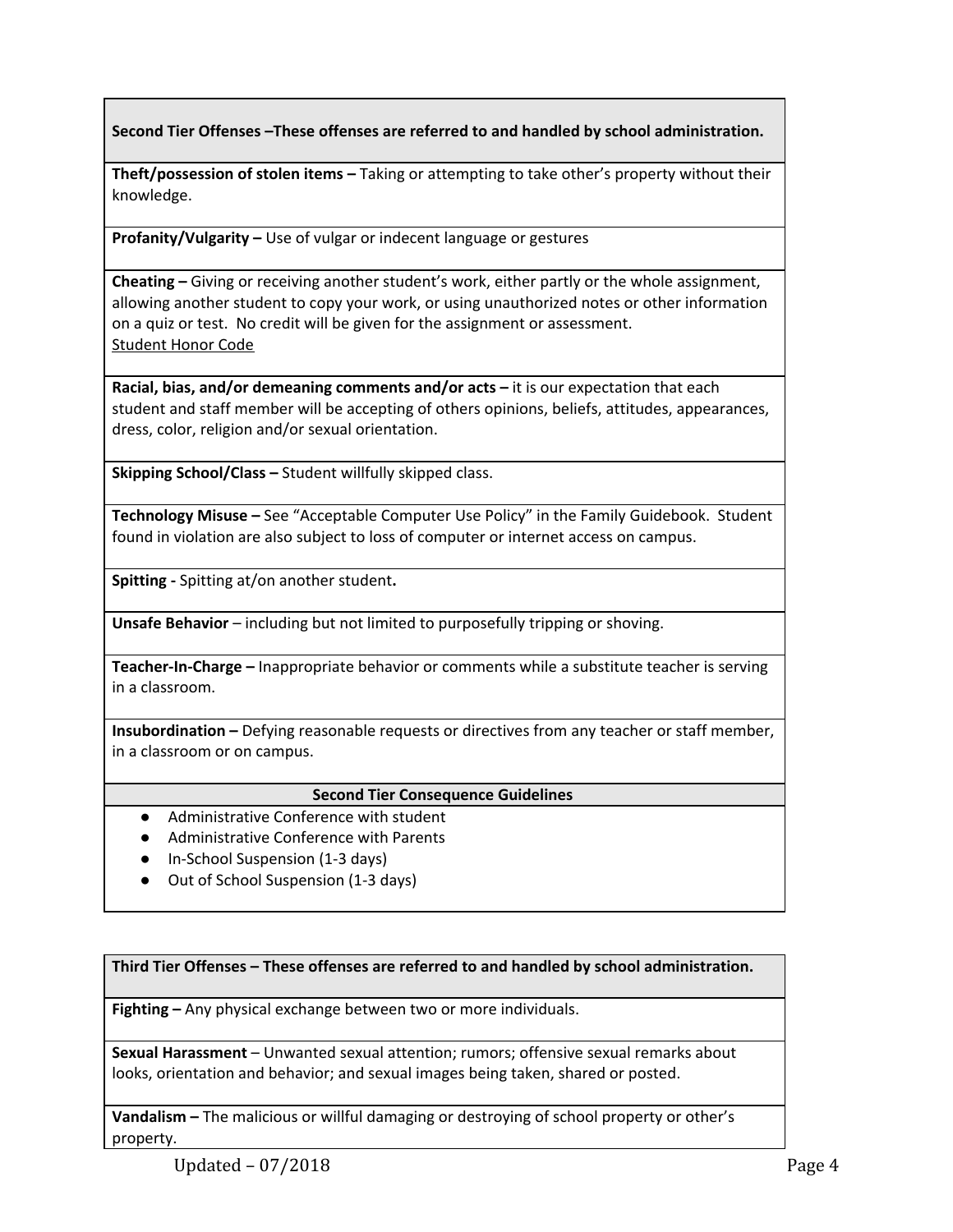**Second Tier Offenses –These offenses are referred to and handled by school administration.**

**Theft/possession of stolen items –** Taking or attempting to take other's property without their knowledge.

**Profanity/Vulgarity –** Use of vulgar or indecent language or gestures

**Cheating –** Giving or receiving another student's work, either partly or the whole assignment, allowing another student to copy your work, or using unauthorized notes or other information on a quiz or test. No credit will be given for the assignment or assessment.
Student Honor Code

**Racial, bias, and/or demeaning comments and/or acts –** it is our expectation that each student and staff member will be accepting of others opinions, beliefs, attitudes, appearances, dress, color, religion and/or sexual orientation.

**Skipping School/Class –** Student willfully skipped class.

**Technology Misuse –** See "Acceptable Computer Use Policy" in the Family Guidebook. Student found in violation are also subject to loss of computer or internet access on campus.

**Spitting -** Spitting at/on another student**.**

**Unsafe Behavior** – including but not limited to purposefully tripping or shoving.

**Teacher-In-Charge –** Inappropriate behavior or comments while a substitute teacher is serving in a classroom.

**Insubordination –** Defying reasonable requests or directives from any teacher or staff member, in a classroom or on campus.

**Second Tier Consequence Guidelines**

- Administrative Conference with student
- Administrative Conference with Parents
- In-School Suspension (1-3 days)
- Out of School Suspension (1-3 days)

**Third Tier Offenses – These offenses are referred to and handled by school administration.**

**Fighting –** Any physical exchange between two or more individuals.

**Sexual Harassment** – Unwanted sexual attention; rumors; offensive sexual remarks about looks, orientation and behavior; and sexual images being taken, shared or posted.

**Vandalism –** The malicious or willful damaging or destroying of school property or other's property.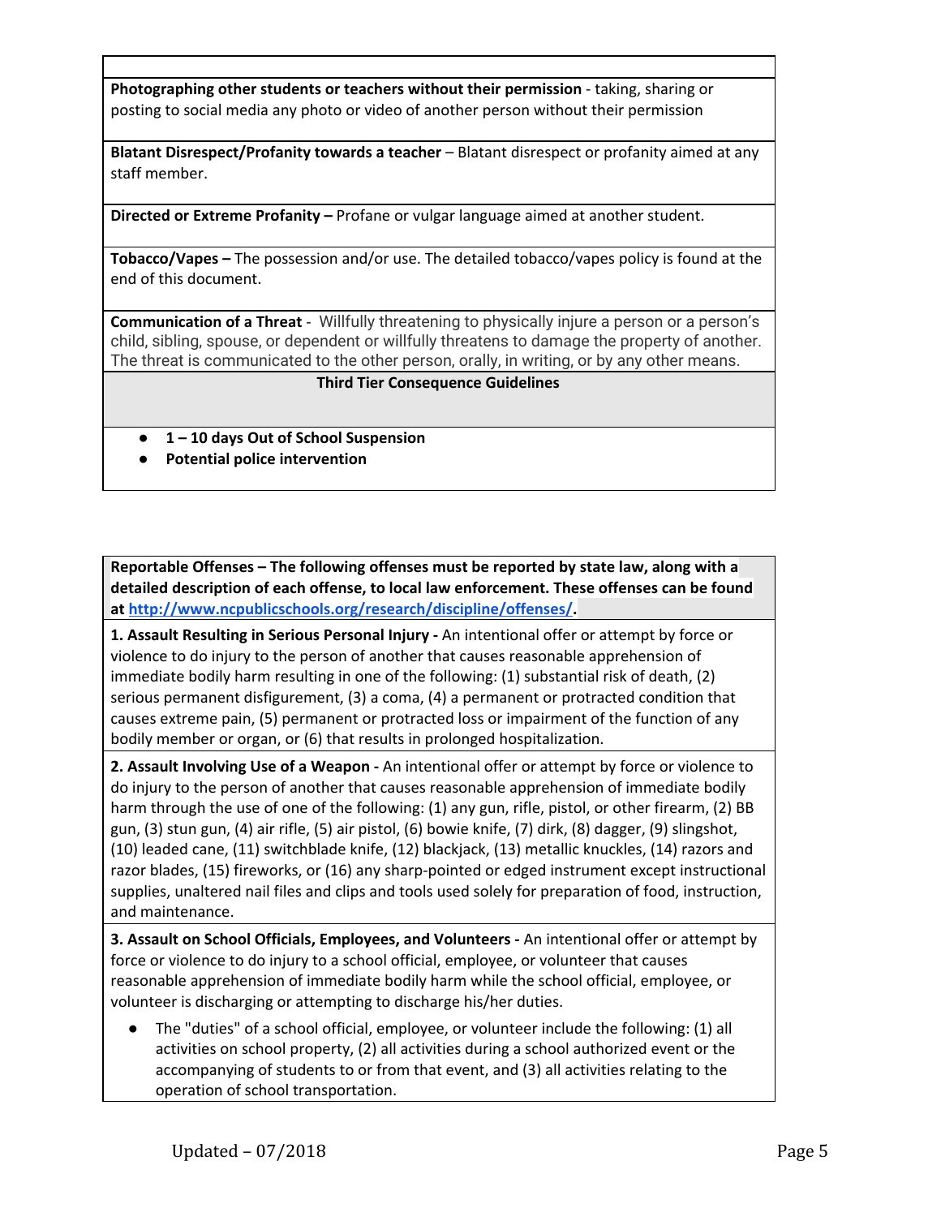**Photographing other students or teachers without their permission** - taking, sharing or posting to social media any photo or video of another person without their permission

**Blatant Disrespect/Profanity towards a teacher** – Blatant disrespect or profanity aimed at any staff member.

**Directed or Extreme Profanity –** Profane or vulgar language aimed at another student.

**Tobacco/Vapes –** The possession and/or use. The detailed tobacco/vapes policy is found at the end of this document.

**Communication of a Threat** - Willfully threatening to physically injure a person or a person's child, sibling, spouse, or dependent or willfully threatens to damage the property of another. The threat is communicated to the other person, orally, in writing, or by any other means.

**Third Tier Consequence Guidelines**

- **1 – 10 days Out of School Suspension**
- **Potential police intervention**

**Reportable Offenses – The following offenses must be reported by state law, along with a detailed description of each offense, to local law enforcement. These offenses can be found at [http://www.ncpublicschools.org/research/discipline/offenses/](http://www.ncpublicschools.org/research/discipline/offenses/).**

**1. Assault Resulting in Serious Personal Injury -** An intentional offer or attempt by force or violence to do injury to the person of another that causes reasonable apprehension of immediate bodily harm resulting in one of the following: (1) substantial risk of death, (2) serious permanent disfigurement, (3) a coma, (4) a permanent or protracted condition that causes extreme pain, (5) permanent or protracted loss or impairment of the function of any bodily member or organ, or (6) that results in prolonged hospitalization.

**2. Assault Involving Use of a Weapon -** An intentional offer or attempt by force or violence to do injury to the person of another that causes reasonable apprehension of immediate bodily harm through the use of one of the following: (1) any gun, rifle, pistol, or other firearm, (2) BB gun, (3) stun gun, (4) air rifle, (5) air pistol, (6) bowie knife, (7) dirk, (8) dagger, (9) slingshot, (10) leaded cane, (11) switchblade knife, (12) blackjack, (13) metallic knuckles, (14) razors and razor blades, (15) fireworks, or (16) any sharp-pointed or edged instrument except instructional supplies, unaltered nail files and clips and tools used solely for preparation of food, instruction, and maintenance.

**3. Assault on School Officials, Employees, and Volunteers -** An intentional offer or attempt by force or violence to do injury to a school official, employee, or volunteer that causes reasonable apprehension of immediate bodily harm while the school official, employee, or volunteer is discharging or attempting to discharge his/her duties.

- The "duties" of a school official, employee, or volunteer include the following: (1) all activities on school property, (2) all activities during a school authorized event or the accompanying of students to or from that event, and (3) all activities relating to the operation of school transportation.

Updated – 07/2018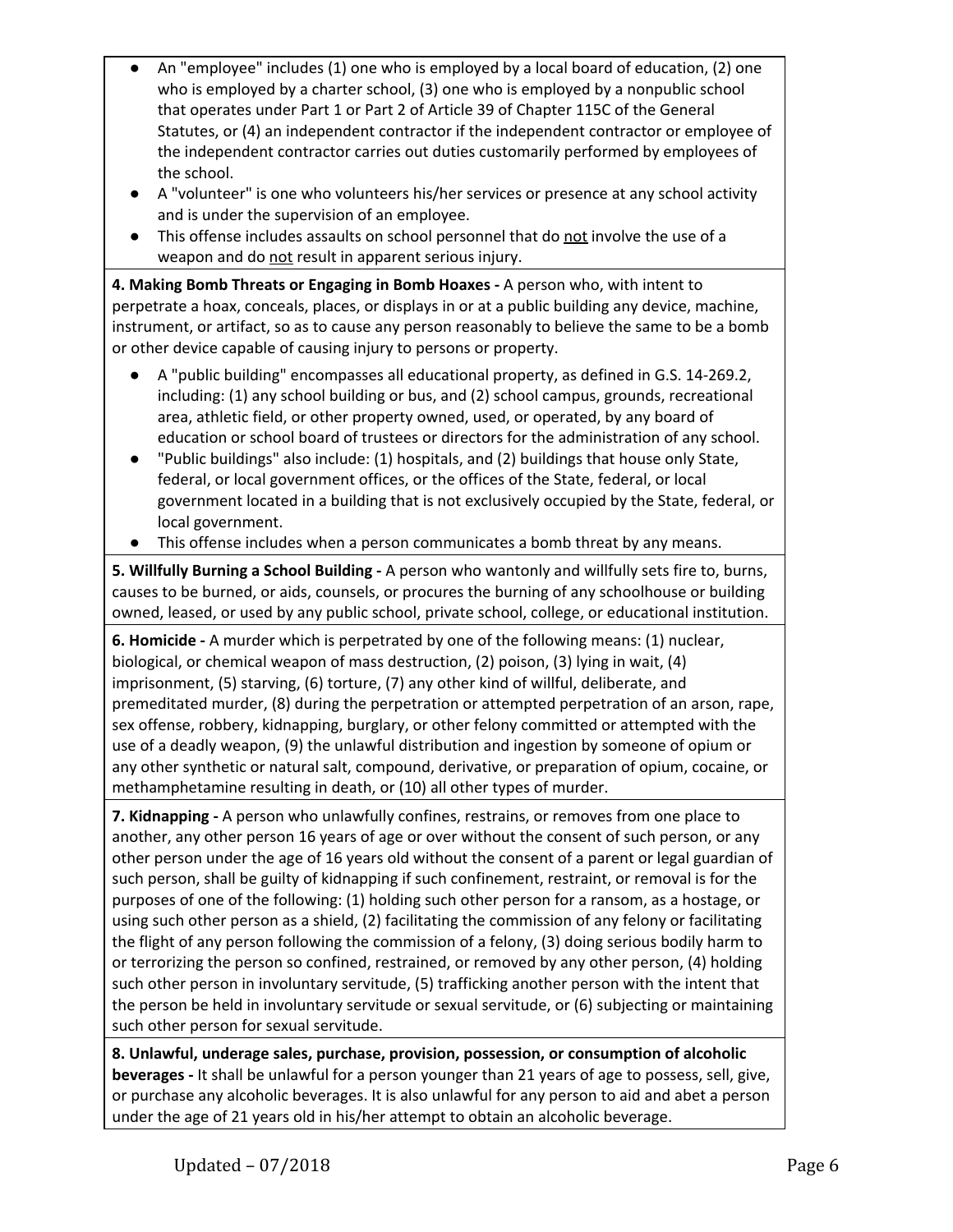- An "employee" includes (1) one who is employed by a local board of education, (2) one who is employed by a charter school, (3) one who is employed by a nonpublic school that operates under Part 1 or Part 2 of Article 39 of Chapter 115C of the General Statutes, or (4) an independent contractor if the independent contractor or employee of the independent contractor carries out duties customarily performed by employees of the school.
- A "volunteer" is one who volunteers his/her services or presence at any school activity and is under the supervision of an employee.
- This offense includes assaults on school personnel that do not involve the use of a weapon and do not result in apparent serious injury.

**4. Making Bomb Threats or Engaging in Bomb Hoaxes -** A person who, with intent to perpetrate a hoax, conceals, places, or displays in or at a public building any device, machine, instrument, or artifact, so as to cause any person reasonably to believe the same to be a bomb or other device capable of causing injury to persons or property.

- A "public building" encompasses all educational property, as defined in G.S. 14-269.2, including: (1) any school building or bus, and (2) school campus, grounds, recreational area, athletic field, or other property owned, used, or operated, by any board of education or school board of trustees or directors for the administration of any school.
- "Public buildings" also include: (1) hospitals, and (2) buildings that house only State, federal, or local government offices, or the offices of the State, federal, or local government located in a building that is not exclusively occupied by the State, federal, or local government.
- This offense includes when a person communicates a bomb threat by any means.

**5. Willfully Burning a School Building -** A person who wantonly and willfully sets fire to, burns, causes to be burned, or aids, counsels, or procures the burning of any schoolhouse or building owned, leased, or used by any public school, private school, college, or educational institution.

**6. Homicide -** A murder which is perpetrated by one of the following means: (1) nuclear, biological, or chemical weapon of mass destruction, (2) poison, (3) lying in wait, (4) imprisonment, (5) starving, (6) torture, (7) any other kind of willful, deliberate, and premeditated murder, (8) during the perpetration or attempted perpetration of an arson, rape, sex offense, robbery, kidnapping, burglary, or other felony committed or attempted with the use of a deadly weapon, (9) the unlawful distribution and ingestion by someone of opium or any other synthetic or natural salt, compound, derivative, or preparation of opium, cocaine, or methamphetamine resulting in death, or (10) all other types of murder.

**7. Kidnapping -** A person who unlawfully confines, restrains, or removes from one place to another, any other person 16 years of age or over without the consent of such person, or any other person under the age of 16 years old without the consent of a parent or legal guardian of such person, shall be guilty of kidnapping if such confinement, restraint, or removal is for the purposes of one of the following: (1) holding such other person for a ransom, as a hostage, or using such other person as a shield, (2) facilitating the commission of any felony or facilitating the flight of any person following the commission of a felony, (3) doing serious bodily harm to or terrorizing the person so confined, restrained, or removed by any other person, (4) holding such other person in involuntary servitude, (5) trafficking another person with the intent that the person be held in involuntary servitude or sexual servitude, or (6) subjecting or maintaining such other person for sexual servitude.

**8. Unlawful, underage sales, purchase, provision, possession, or consumption of alcoholic beverages -** It shall be unlawful for a person younger than 21 years of age to possess, sell, give, or purchase any alcoholic beverages. It is also unlawful for any person to aid and abet a person under the age of 21 years old in his/her attempt to obtain an alcoholic beverage.

Updated – 07/2018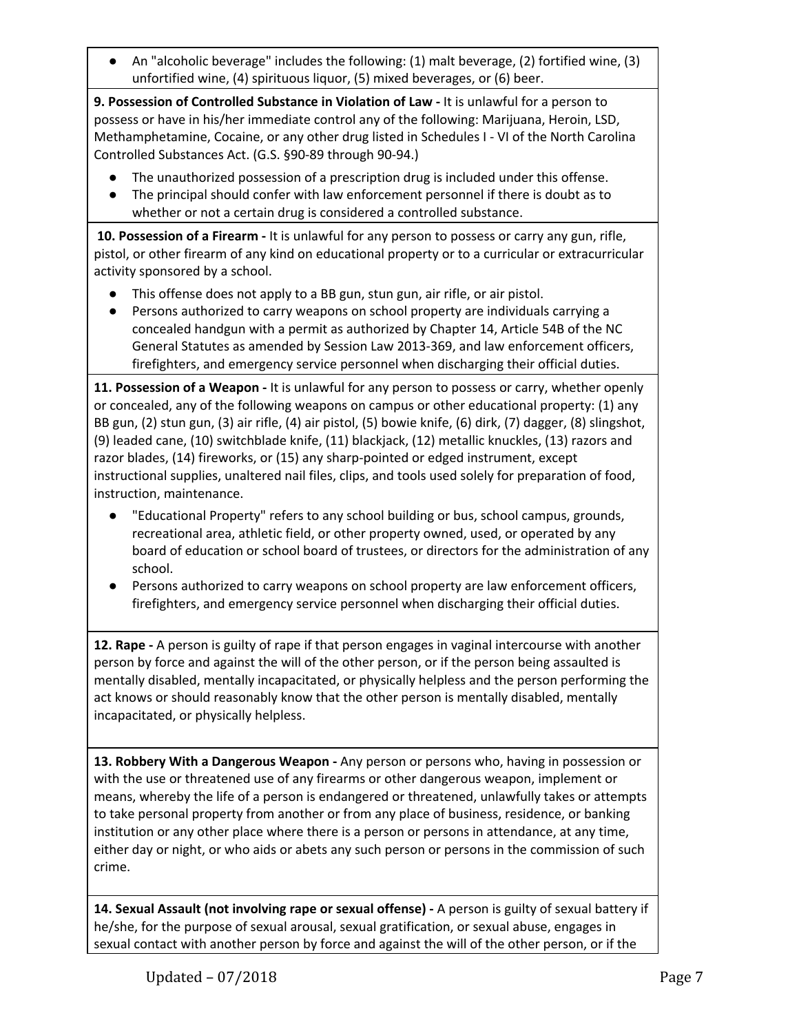- An "alcoholic beverage" includes the following: (1) malt beverage, (2) fortified wine, (3) unfortified wine, (4) spirituous liquor, (5) mixed beverages, or (6) beer.

**9. Possession of Controlled Substance in Violation of Law -** It is unlawful for a person to possess or have in his/her immediate control any of the following: Marijuana, Heroin, LSD, Methamphetamine, Cocaine, or any other drug listed in Schedules I - VI of the North Carolina Controlled Substances Act. (G.S. §90-89 through 90-94.)

- The unauthorized possession of a prescription drug is included under this offense.
- The principal should confer with law enforcement personnel if there is doubt as to whether or not a certain drug is considered a controlled substance.

**10. Possession of a Firearm -** It is unlawful for any person to possess or carry any gun, rifle, pistol, or other firearm of any kind on educational property or to a curricular or extracurricular activity sponsored by a school.

- This offense does not apply to a BB gun, stun gun, air rifle, or air pistol.
- Persons authorized to carry weapons on school property are individuals carrying a concealed handgun with a permit as authorized by Chapter 14, Article 54B of the NC General Statutes as amended by Session Law 2013-369, and law enforcement officers, firefighters, and emergency service personnel when discharging their official duties.

**11. Possession of a Weapon -** It is unlawful for any person to possess or carry, whether openly or concealed, any of the following weapons on campus or other educational property: (1) any BB gun, (2) stun gun, (3) air rifle, (4) air pistol, (5) bowie knife, (6) dirk, (7) dagger, (8) slingshot, (9) leaded cane, (10) switchblade knife, (11) blackjack, (12) metallic knuckles, (13) razors and razor blades, (14) fireworks, or (15) any sharp-pointed or edged instrument, except instructional supplies, unaltered nail files, clips, and tools used solely for preparation of food, instruction, maintenance.

- "Educational Property" refers to any school building or bus, school campus, grounds, recreational area, athletic field, or other property owned, used, or operated by any board of education or school board of trustees, or directors for the administration of any school.
- Persons authorized to carry weapons on school property are law enforcement officers, firefighters, and emergency service personnel when discharging their official duties.

**12. Rape -** A person is guilty of rape if that person engages in vaginal intercourse with another person by force and against the will of the other person, or if the person being assaulted is mentally disabled, mentally incapacitated, or physically helpless and the person performing the act knows or should reasonably know that the other person is mentally disabled, mentally incapacitated, or physically helpless.

**13. Robbery With a Dangerous Weapon -** Any person or persons who, having in possession or with the use or threatened use of any firearms or other dangerous weapon, implement or means, whereby the life of a person is endangered or threatened, unlawfully takes or attempts to take personal property from another or from any place of business, residence, or banking institution or any other place where there is a person or persons in attendance, at any time, either day or night, or who aids or abets any such person or persons in the commission of such crime.

**14. Sexual Assault (not involving rape or sexual offense) -** A person is guilty of sexual battery if he/she, for the purpose of sexual arousal, sexual gratification, or sexual abuse, engages in sexual contact with another person by force and against the will of the other person, or if the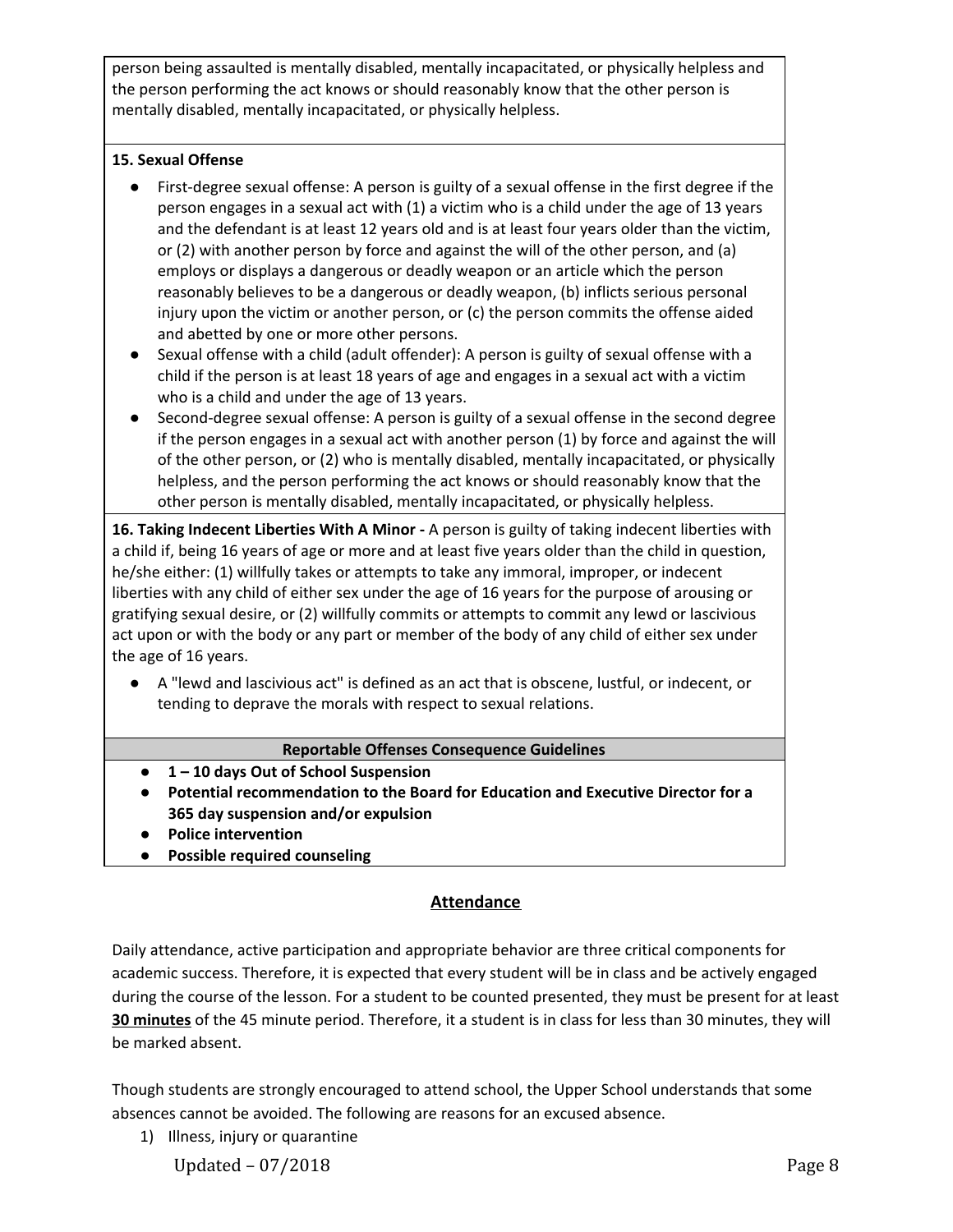person being assaulted is mentally disabled, mentally incapacitated, or physically helpless and the person performing the act knows or should reasonably know that the other person is mentally disabled, mentally incapacitated, or physically helpless.

**15. Sexual Offense**

- First-degree sexual offense: A person is guilty of a sexual offense in the first degree if the person engages in a sexual act with (1) a victim who is a child under the age of 13 years and the defendant is at least 12 years old and is at least four years older than the victim, or (2) with another person by force and against the will of the other person, and (a) employs or displays a dangerous or deadly weapon or an article which the person reasonably believes to be a dangerous or deadly weapon, (b) inflicts serious personal injury upon the victim or another person, or (c) the person commits the offense aided and abetted by one or more other persons.
- Sexual offense with a child (adult offender): A person is guilty of sexual offense with a child if the person is at least 18 years of age and engages in a sexual act with a victim who is a child and under the age of 13 years.
- Second-degree sexual offense: A person is guilty of a sexual offense in the second degree if the person engages in a sexual act with another person (1) by force and against the will of the other person, or (2) who is mentally disabled, mentally incapacitated, or physically helpless, and the person performing the act knows or should reasonably know that the other person is mentally disabled, mentally incapacitated, or physically helpless.

**16. Taking Indecent Liberties With A Minor -** A person is guilty of taking indecent liberties with a child if, being 16 years of age or more and at least five years older than the child in question, he/she either: (1) willfully takes or attempts to take any immoral, improper, or indecent liberties with any child of either sex under the age of 16 years for the purpose of arousing or gratifying sexual desire, or (2) willfully commits or attempts to commit any lewd or lascivious act upon or with the body or any part or member of the body of any child of either sex under the age of 16 years.

- A "lewd and lascivious act" is defined as an act that is obscene, lustful, or indecent, or tending to deprave the morals with respect to sexual relations.

**Reportable Offenses Consequence Guidelines**

- **1 – 10 days Out of School Suspension**
- **Potential recommendation to the Board for Education and Executive Director for a 365 day suspension and/or expulsion**
- **Police intervention**
- **Possible required counseling**

## Attendance

Daily attendance, active participation and appropriate behavior are three critical components for academic success. Therefore, it is expected that every student will be in class and be actively engaged during the course of the lesson. For a student to be counted presented, they must be present for at least **30 minutes** of the 45 minute period. Therefore, it a student is in class for less than 30 minutes, they will be marked absent.

Though students are strongly encouraged to attend school, the Upper School understands that some absences cannot be avoided. The following are reasons for an excused absence.

1) Illness, injury or quarantine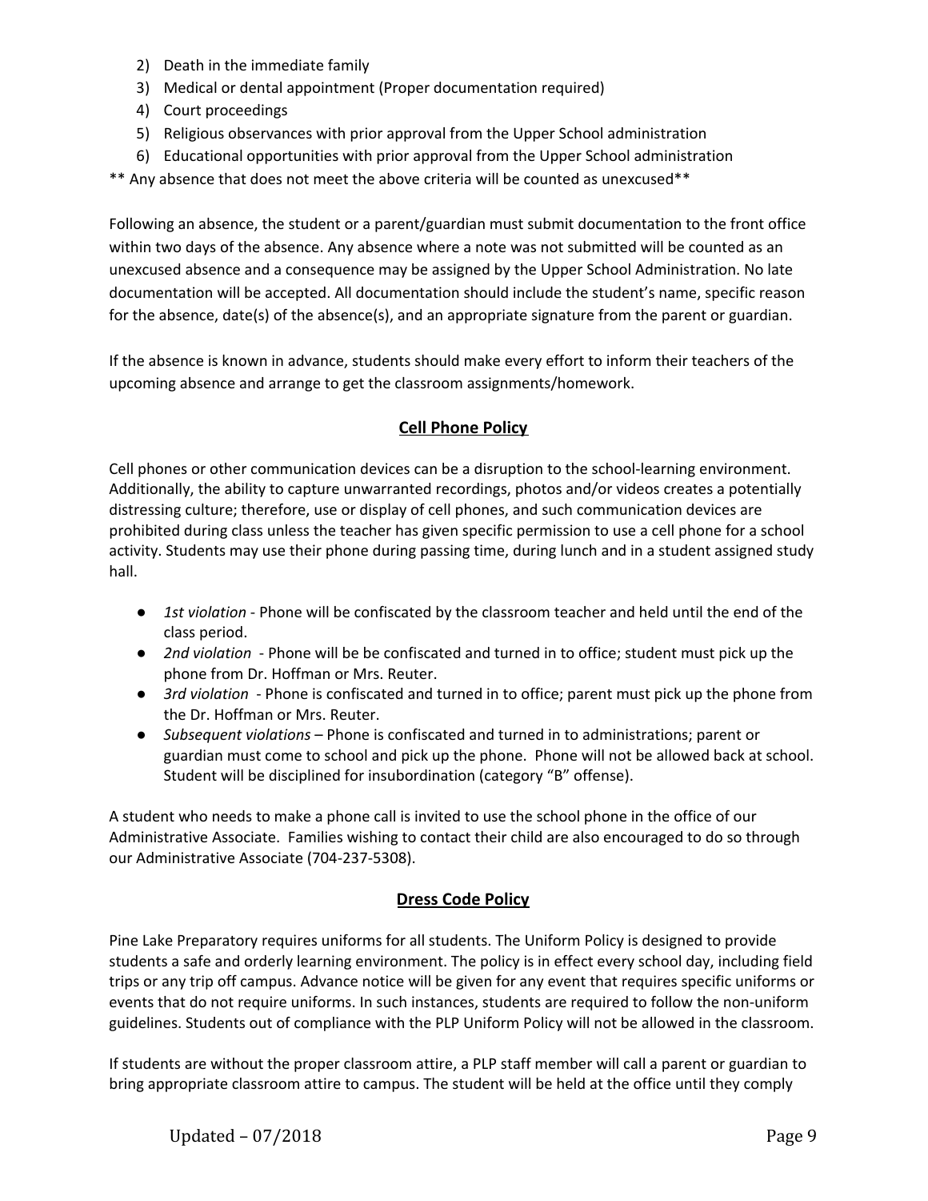2) Death in the immediate family
3) Medical or dental appointment (Proper documentation required)
4) Court proceedings
5) Religious observances with prior approval from the Upper School administration
6) Educational opportunities with prior approval from the Upper School administration

** Any absence that does not meet the above criteria will be counted as unexcused**

Following an absence, the student or a parent/guardian must submit documentation to the front office within two days of the absence. Any absence where a note was not submitted will be counted as an unexcused absence and a consequence may be assigned by the Upper School Administration. No late documentation will be accepted. All documentation should include the student's name, specific reason for the absence, date(s) of the absence(s), and an appropriate signature from the parent or guardian.

If the absence is known in advance, students should make every effort to inform their teachers of the upcoming absence and arrange to get the classroom assignments/homework.

## Cell Phone Policy

Cell phones or other communication devices can be a disruption to the school-learning environment. Additionally, the ability to capture unwarranted recordings, photos and/or videos creates a potentially distressing culture; therefore, use or display of cell phones, and such communication devices are prohibited during class unless the teacher has given specific permission to use a cell phone for a school activity. Students may use their phone during passing time, during lunch and in a student assigned study hall.

- *1st violation* - Phone will be confiscated by the classroom teacher and held until the end of the class period.
- *2nd violation* - Phone will be be confiscated and turned in to office; student must pick up the phone from Dr. Hoffman or Mrs. Reuter.
- *3rd violation* - Phone is confiscated and turned in to office; parent must pick up the phone from the Dr. Hoffman or Mrs. Reuter.
- *Subsequent violations* – Phone is confiscated and turned in to administrations; parent or guardian must come to school and pick up the phone. Phone will not be allowed back at school. Student will be disciplined for insubordination (category "B" offense).

A student who needs to make a phone call is invited to use the school phone in the office of our Administrative Associate. Families wishing to contact their child are also encouraged to do so through our Administrative Associate (704-237-5308).

## Dress Code Policy

Pine Lake Preparatory requires uniforms for all students. The Uniform Policy is designed to provide students a safe and orderly learning environment. The policy is in effect every school day, including field trips or any trip off campus. Advance notice will be given for any event that requires specific uniforms or events that do not require uniforms. In such instances, students are required to follow the non-uniform guidelines. Students out of compliance with the PLP Uniform Policy will not be allowed in the classroom.

If students are without the proper classroom attire, a PLP staff member will call a parent or guardian to bring appropriate classroom attire to campus. The student will be held at the office until they comply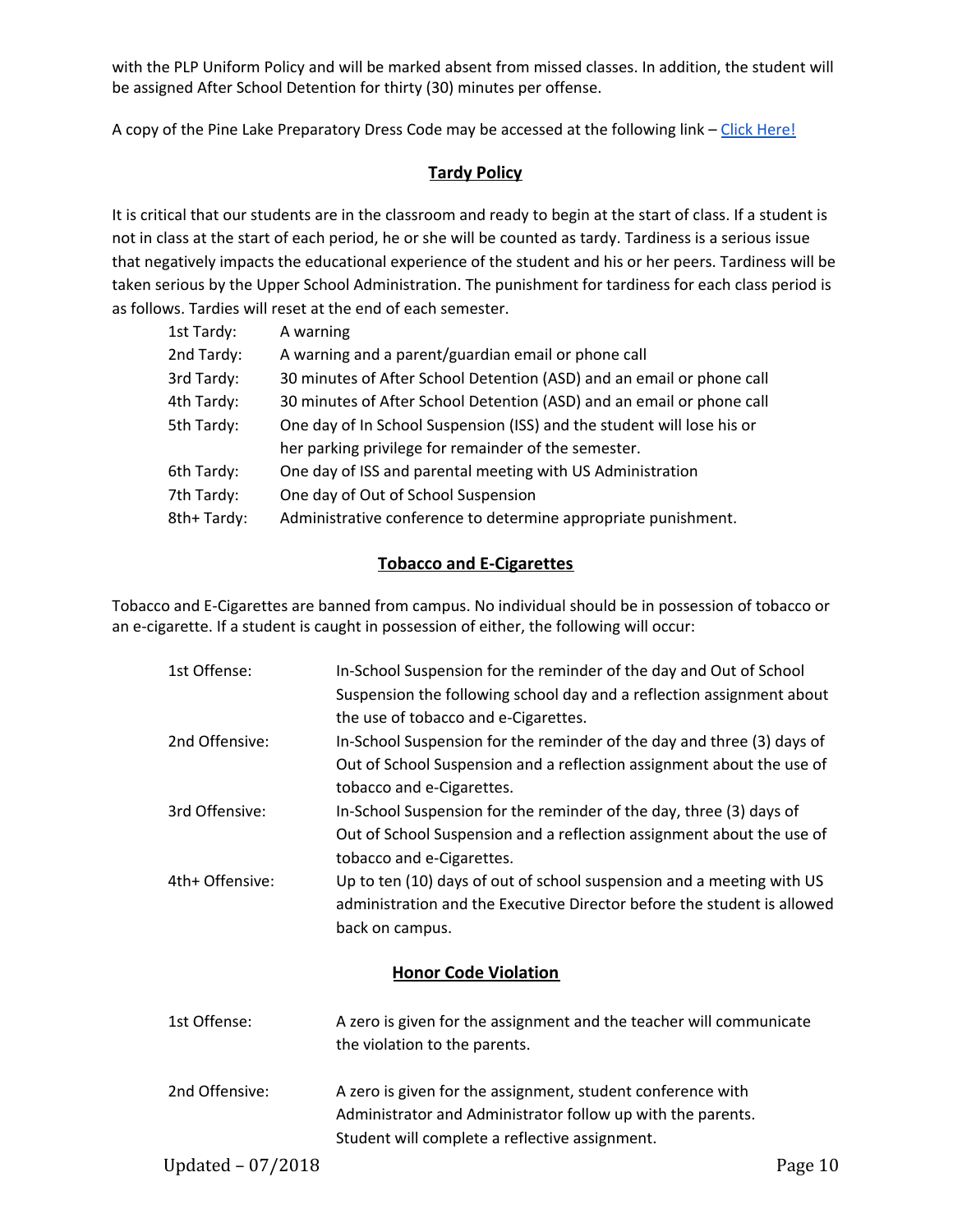with the PLP Uniform Policy and will be marked absent from missed classes. In addition, the student will be assigned After School Detention for thirty (30) minutes per offense.

A copy of the Pine Lake Preparatory Dress Code may be accessed at the following link – [Click Here!]

## Tardy Policy

It is critical that our students are in the classroom and ready to begin at the start of class. If a student is not in class at the start of each period, he or she will be counted as tardy. Tardiness is a serious issue that negatively impacts the educational experience of the student and his or her peers. Tardiness will be taken serious by the Upper School Administration. The punishment for tardiness for each class period is as follows. Tardies will reset at the end of each semester.

| | |
|---|---|
| 1st Tardy: | A warning |
| 2nd Tardy: | A warning and a parent/guardian email or phone call |
| 3rd Tardy: | 30 minutes of After School Detention (ASD) and an email or phone call |
| 4th Tardy: | 30 minutes of After School Detention (ASD) and an email or phone call |
| 5th Tardy: | One day of In School Suspension (ISS) and the student will lose his or her parking privilege for remainder of the semester. |
| 6th Tardy: | One day of ISS and parental meeting with US Administration |
| 7th Tardy: | One day of Out of School Suspension |
| 8th+ Tardy: | Administrative conference to determine appropriate punishment. |

## Tobacco and E-Cigarettes

Tobacco and E-Cigarettes are banned from campus. No individual should be in possession of tobacco or an e-cigarette. If a student is caught in possession of either, the following will occur:

| | |
|---|---|
| 1st Offense: | In-School Suspension for the reminder of the day and Out of School Suspension the following school day and a reflection assignment about the use of tobacco and e-Cigarettes. |
| 2nd Offensive: | In-School Suspension for the reminder of the day and three (3) days of Out of School Suspension and a reflection assignment about the use of tobacco and e-Cigarettes. |
| 3rd Offensive: | In-School Suspension for the reminder of the day, three (3) days of Out of School Suspension and a reflection assignment about the use of tobacco and e-Cigarettes. |
| 4th+ Offensive: | Up to ten (10) days of out of school suspension and a meeting with US administration and the Executive Director before the student is allowed back on campus. |

## Honor Code Violation

| | |
|---|---|
| 1st Offense: | A zero is given for the assignment and the teacher will communicate the violation to the parents. |
| 2nd Offensive: | A zero is given for the assignment, student conference with Administrator and Administrator follow up with the parents. Student will complete a reflective assignment. |

Updated – 07/2018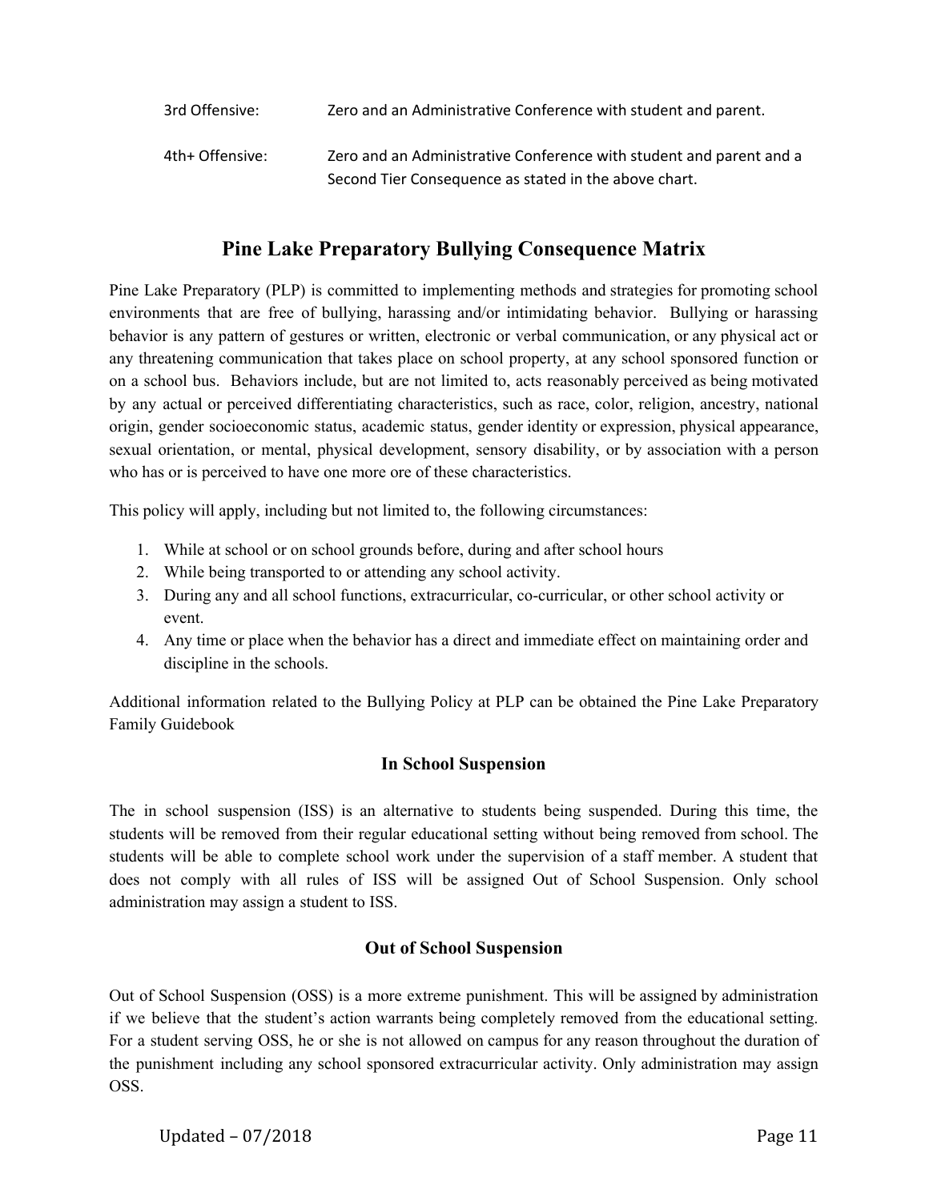3rd Offensive: Zero and an Administrative Conference with student and parent.

4th+ Offensive: Zero and an Administrative Conference with student and parent and a Second Tier Consequence as stated in the above chart.

## Pine Lake Preparatory Bullying Consequence Matrix

Pine Lake Preparatory (PLP) is committed to implementing methods and strategies for promoting school environments that are free of bullying, harassing and/or intimidating behavior. Bullying or harassing behavior is any pattern of gestures or written, electronic or verbal communication, or any physical act or any threatening communication that takes place on school property, at any school sponsored function or on a school bus. Behaviors include, but are not limited to, acts reasonably perceived as being motivated by any actual or perceived differentiating characteristics, such as race, color, religion, ancestry, national origin, gender socioeconomic status, academic status, gender identity or expression, physical appearance, sexual orientation, or mental, physical development, sensory disability, or by association with a person who has or is perceived to have one more ore of these characteristics.

This policy will apply, including but not limited to, the following circumstances:

1. While at school or on school grounds before, during and after school hours
2. While being transported to or attending any school activity.
3. During any and all school functions, extracurricular, co-curricular, or other school activity or event.
4. Any time or place when the behavior has a direct and immediate effect on maintaining order and discipline in the schools.

Additional information related to the Bullying Policy at PLP can be obtained the Pine Lake Preparatory Family Guidebook

### In School Suspension

The in school suspension (ISS) is an alternative to students being suspended. During this time, the students will be removed from their regular educational setting without being removed from school. The students will be able to complete school work under the supervision of a staff member. A student that does not comply with all rules of ISS will be assigned Out of School Suspension. Only school administration may assign a student to ISS.

### Out of School Suspension

Out of School Suspension (OSS) is a more extreme punishment. This will be assigned by administration if we believe that the student's action warrants being completely removed from the educational setting. For a student serving OSS, he or she is not allowed on campus for any reason throughout the duration of the punishment including any school sponsored extracurricular activity. Only administration may assign OSS.

Updated – 07/2018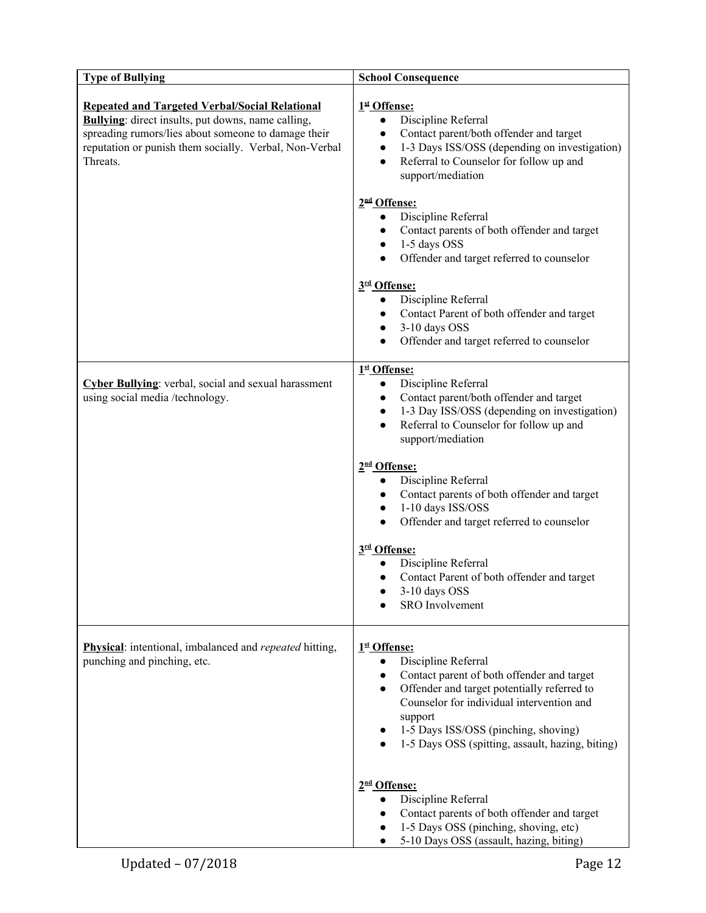| Type of Bullying | School Consequence |
|---|---|
| **Repeated and Targeted Verbal/Social Relational Bullying**: direct insults, put downs, name calling, spreading rumors/lies about someone to damage their reputation or punish them socially. Verbal, Non-Verbal Threats. | **1st Offense:**<br>● Discipline Referral<br>● Contact parent/both offender and target<br>● 1-3 Days ISS/OSS (depending on investigation)<br>● Referral to Counselor for follow up and support/mediation<br><br>**2nd Offense:**<br>● Discipline Referral<br>● Contact parents of both offender and target<br>● 1-5 days OSS<br>● Offender and target referred to counselor<br><br>**3rd Offense:**<br>● Discipline Referral<br>● Contact Parent of both offender and target<br>● 3-10 days OSS<br>● Offender and target referred to counselor |
| **Cyber Bullying**: verbal, social and sexual harassment using social media /technology. | **1st Offense:**<br>● Discipline Referral<br>● Contact parent/both offender and target<br>● 1-3 Day ISS/OSS (depending on investigation)<br>● Referral to Counselor for follow up and support/mediation<br><br>**2nd Offense:**<br>● Discipline Referral<br>● Contact parents of both offender and target<br>● 1-10 days ISS/OSS<br>● Offender and target referred to counselor<br><br>**3rd Offense:**<br>● Discipline Referral<br>● Contact Parent of both offender and target<br>● 3-10 days OSS<br>● SRO Involvement |
| **Physical**: intentional, imbalanced and *repeated* hitting, punching and pinching, etc. | **1st Offense:**<br>● Discipline Referral<br>● Contact parent of both offender and target<br>● Offender and target potentially referred to Counselor for individual intervention and support<br>● 1-5 Days ISS/OSS (pinching, shoving)<br>● 1-5 Days OSS (spitting, assault, hazing, biting)<br><br>**2nd Offense:**<br>● Discipline Referral<br>● Contact parents of both offender and target<br>● 1-5 Days OSS (pinching, shoving, etc)<br>● 5-10 Days OSS (assault, hazing, biting) |

Updated – 07/2018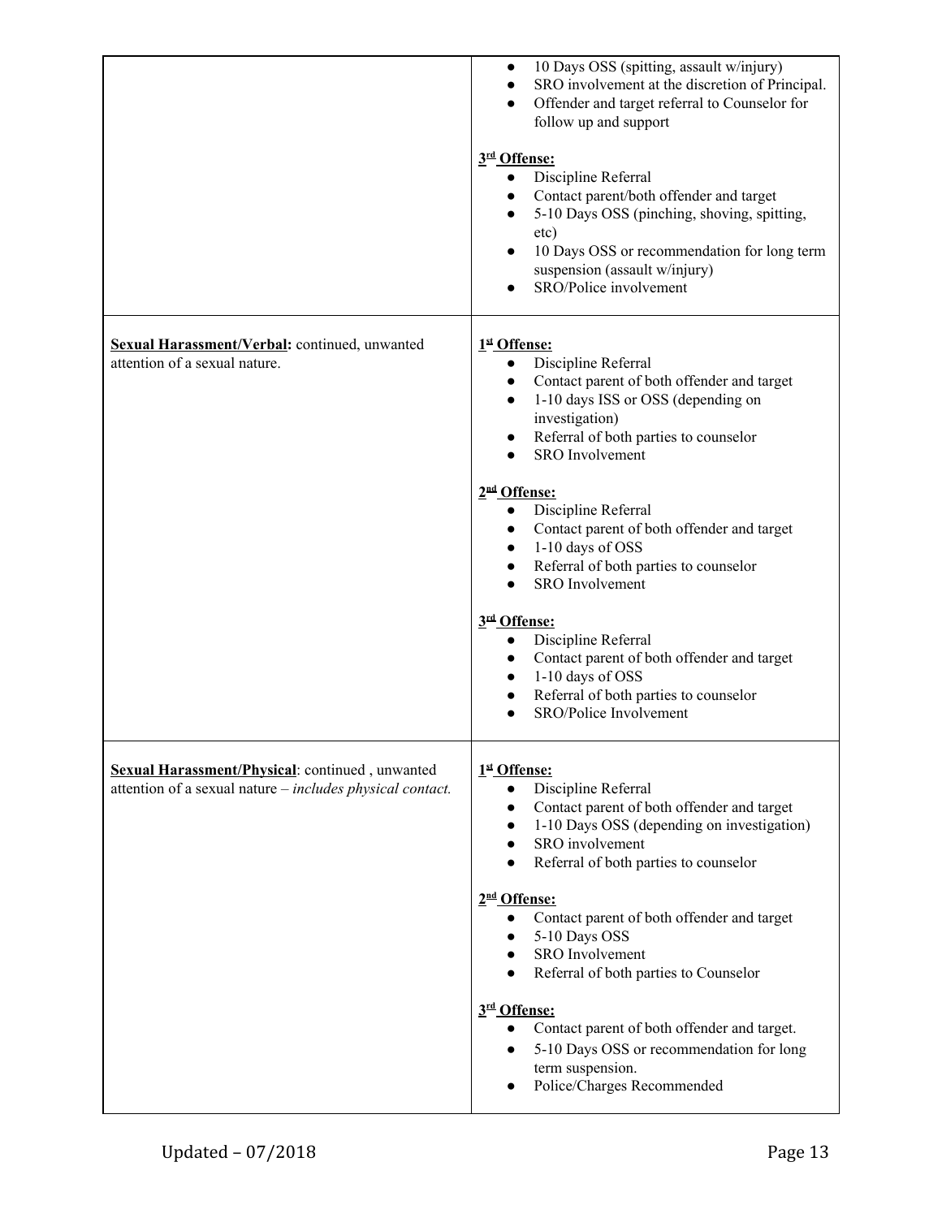| | |
|---|---|
| | <ul><li>10 Days OSS (spitting, assault w/injury)</li><li>SRO involvement at the discretion of Principal.</li><li>Offender and target referral to Counselor for follow up and support</li></ul> **3rd Offense:** <ul><li>Discipline Referral</li><li>Contact parent/both offender and target</li><li>5-10 Days OSS (pinching, shoving, spitting, etc)</li><li>10 Days OSS or recommendation for long term suspension (assault w/injury)</li><li>SRO/Police involvement</li></ul> |
| **Sexual Harassment/Verbal:** continued, unwanted attention of a sexual nature. | **1st Offense:** <ul><li>Discipline Referral</li><li>Contact parent of both offender and target</li><li>1-10 days ISS or OSS (depending on investigation)</li><li>Referral of both parties to counselor</li><li>SRO Involvement</li></ul> **2nd Offense:** <ul><li>Discipline Referral</li><li>Contact parent of both offender and target</li><li>1-10 days of OSS</li><li>Referral of both parties to counselor</li><li>SRO Involvement</li></ul> **3rd Offense:** <ul><li>Discipline Referral</li><li>Contact parent of both offender and target</li><li>1-10 days of OSS</li><li>Referral of both parties to counselor</li><li>SRO/Police Involvement</li></ul> |
| **Sexual Harassment/Physical**: continued , unwanted attention of a sexual nature – *includes physical contact.* | **1st Offense:** <ul><li>Discipline Referral</li><li>Contact parent of both offender and target</li><li>1-10 Days OSS (depending on investigation)</li><li>SRO involvement</li><li>Referral of both parties to counselor</li></ul> **2nd Offense:** <ul><li>Contact parent of both offender and target</li><li>5-10 Days OSS</li><li>SRO Involvement</li><li>Referral of both parties to Counselor</li></ul> **3rd Offense:** <ul><li>Contact parent of both offender and target.</li><li>5-10 Days OSS or recommendation for long term suspension.</li><li>Police/Charges Recommended</li></ul> |

Updated – 07/2018